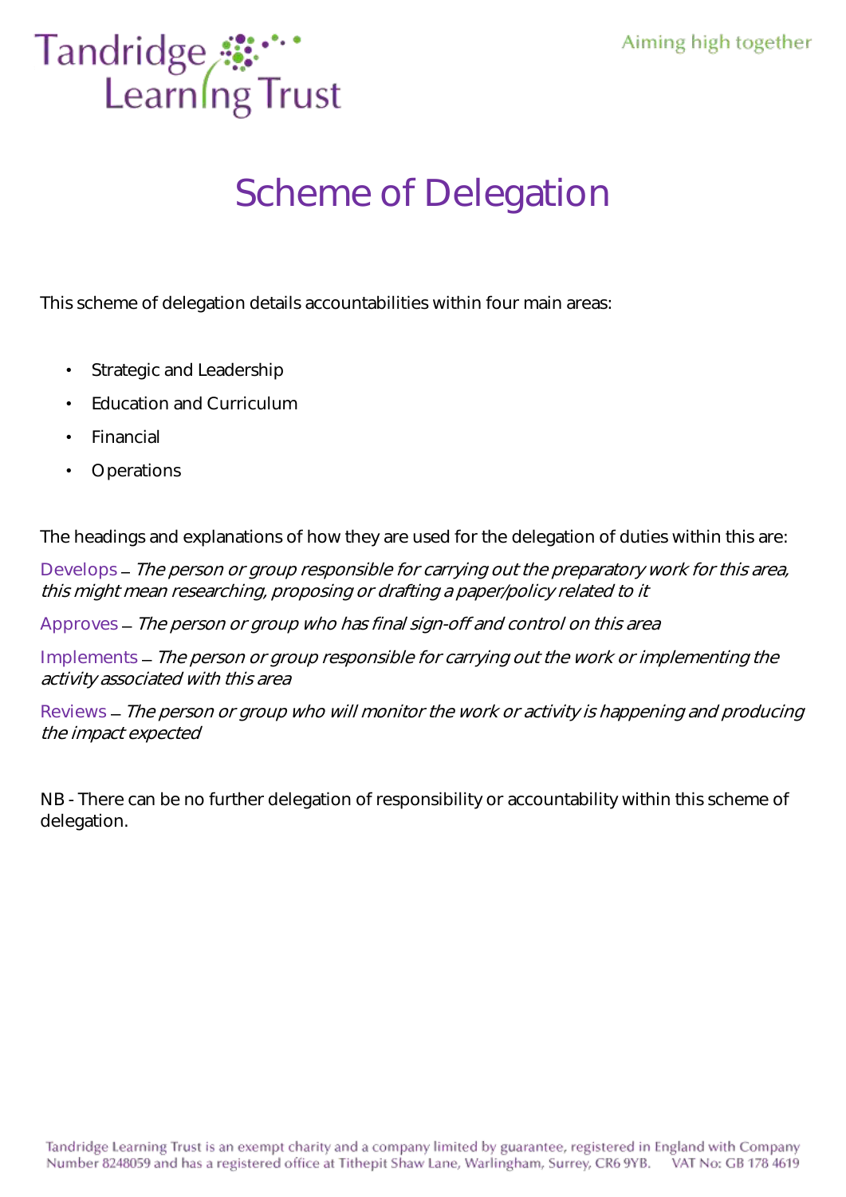# Scheme of Delegation

This scheme of delegation details accountabilities within four main areas:

- Strategic and Leadership
- Education and Curriculum
- Financial
- Operations

The headings and explanations of how they are used for the delegation of duties within this are:

Develops – *The person or group responsible for carrying out the preparatory work for this area, this might mean researching, proposing or drafting a paper/policy related to it*

Approves – *The person or group who has final sign-off and control on this area*

Implements – *The person or group responsible for carrying out the work or implementing the activity associated with this area*

Reviews – *The person or group who will monitor the work or activity is happening and producing the impact expected*

NB - There can be no further delegation of responsibility or accountability within this scheme of delegation.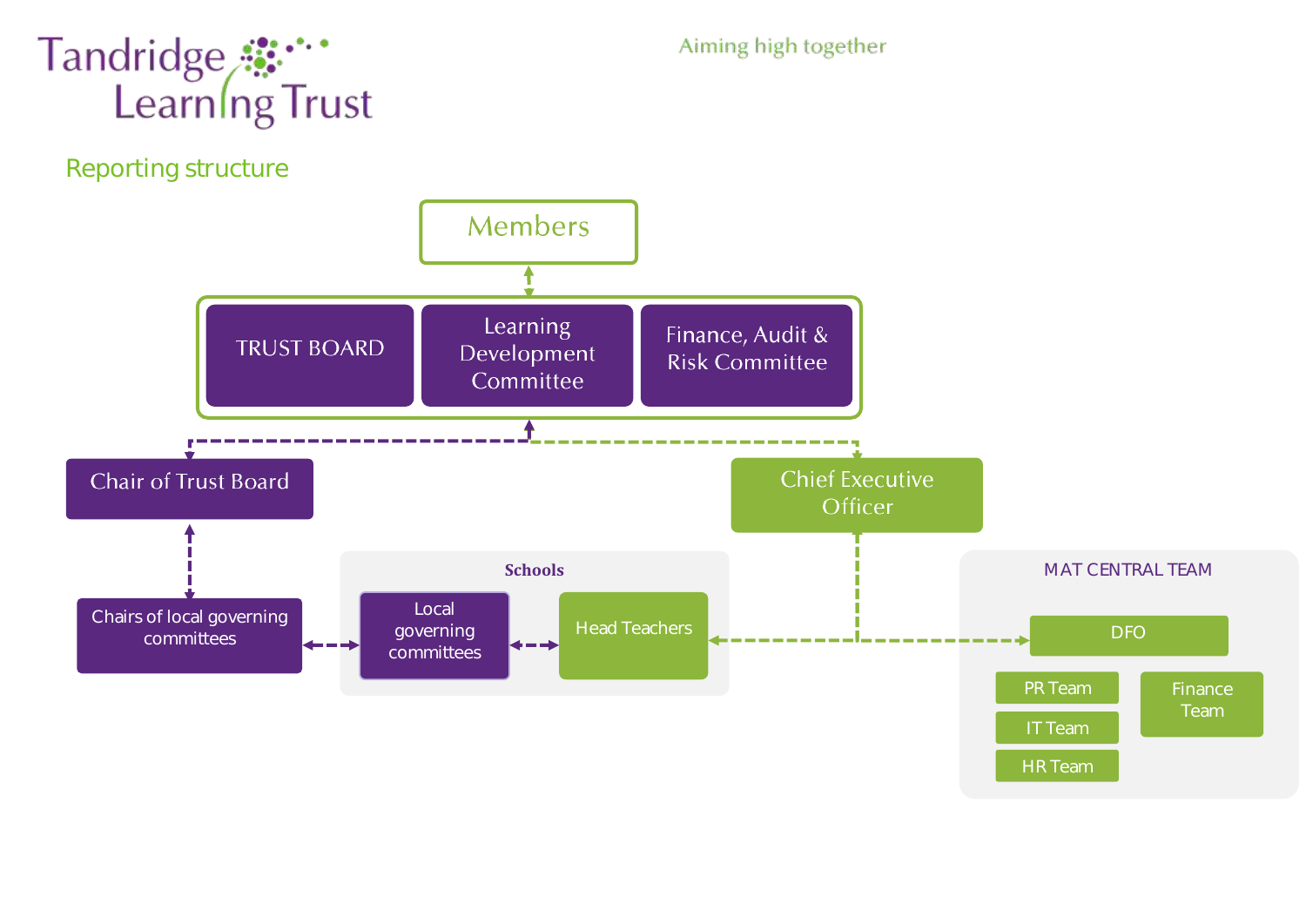Tandridge Learning Trust

Aiming high together

## Reporting structure

- Members
- TRUST BOARD
- Learning Development Committee
- Finance, Audit & Risk Committee
- Chair of Trust Board
- Chief Executive Officer
- Chairs of local governing committees

**Schools**

- Local governing committees
- Head Teachers

MAT CENTRAL TEAM

- DFO
- PR Team
- IT Team
- HR Team
- Finance Team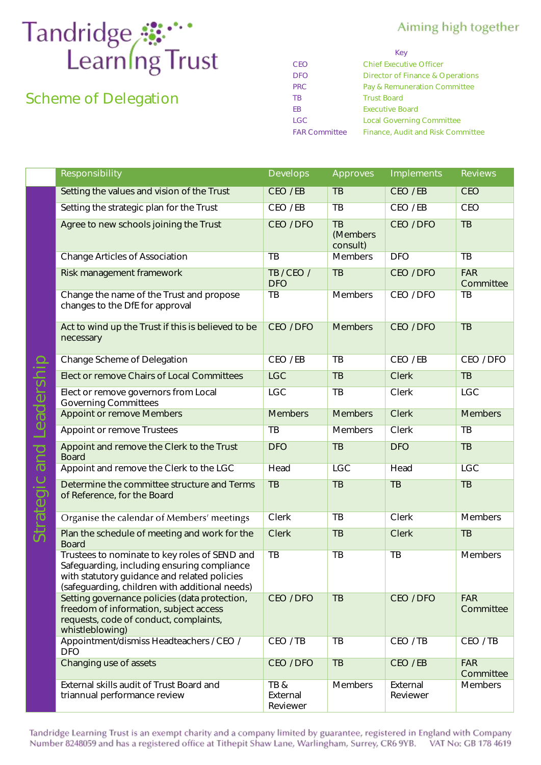# Tandridge Learning Trust

Aiming high together

## Scheme of Delegation

| Key | |
|---|---|
| CEO | Chief Executive Officer |
| DFO | Director of Finance & Operations |
| PRC | Pay & Remuneration Committee |
| TB | Trust Board |
| EB | Executive Board |
| LGC | Local Governing Committee |
| FAR Committee | Finance, Audit and Risk Committee |

| | Responsibility | Develops | Approves | Implements | Reviews |
|---|---|---|---|---|---|
| Strategic and Leadership | Setting the values and vision of the Trust | CEO / EB | TB | CEO / EB | CEO |
| | Setting the strategic plan for the Trust | CEO / EB | TB | CEO / EB | CEO |
| | Agree to new schools joining the Trust | CEO / DFO | TB (Members consult) | CEO / DFO | TB |
| | Change Articles of Association | TB | Members | DFO | TB |
| | Risk management framework | TB / CEO / DFO | TB | CEO / DFO | FAR Committee |
| | Change the name of the Trust and propose changes to the DfE for approval | TB | Members | CEO / DFO | TB |
| | Act to wind up the Trust if this is believed to be necessary | CEO / DFO | Members | CEO / DFO | TB |
| | Change Scheme of Delegation | CEO / EB | TB | CEO / EB | CEO / DFO |
| | Elect or remove Chairs of Local Committees | LGC | TB | Clerk | TB |
| | Elect or remove governors from Local Governing Committees | LGC | TB | Clerk | LGC |
| | Appoint or remove Members | Members | Members | Clerk | Members |
| | Appoint or remove Trustees | TB | Members | Clerk | TB |
| | Appoint and remove the Clerk to the Trust Board | DFO | TB | DFO | TB |
| | Appoint and remove the Clerk to the LGC | Head | LGC | Head | LGC |
| | Determine the committee structure and Terms of Reference, for the Board | TB | TB | TB | TB |
| | Organise the calendar of Members' meetings | Clerk | TB | Clerk | Members |
| | Plan the schedule of meeting and work for the Board | Clerk | TB | Clerk | TB |
| | Trustees to nominate to key roles of SEND and Safeguarding, including ensuring compliance with statutory guidance and related policies (safeguarding, children with additional needs) | TB | TB | TB | Members |
| | Setting governance policies (data protection, freedom of information, subject access requests, code of conduct, complaints, whistleblowing) | CEO / DFO | TB | CEO / DFO | FAR Committee |
| | Appointment/dismiss Headteachers / CEO / DFO | CEO / TB | TB | CEO / TB | CEO / TB |
| | Changing use of assets | CEO / DFO | TB | CEO / EB | FAR Committee |
| | External skills audit of Trust Board and triannual performance review | TB & External Reviewer | Members | External Reviewer | Members |

Tandridge Learning Trust is an exempt charity and a company limited by guarantee, registered in England with Company Number 8248059 and has a registered office at Tithepit Shaw Lane, Warlingham, Surrey, CR6 9YB. VAT No: GB 178 4619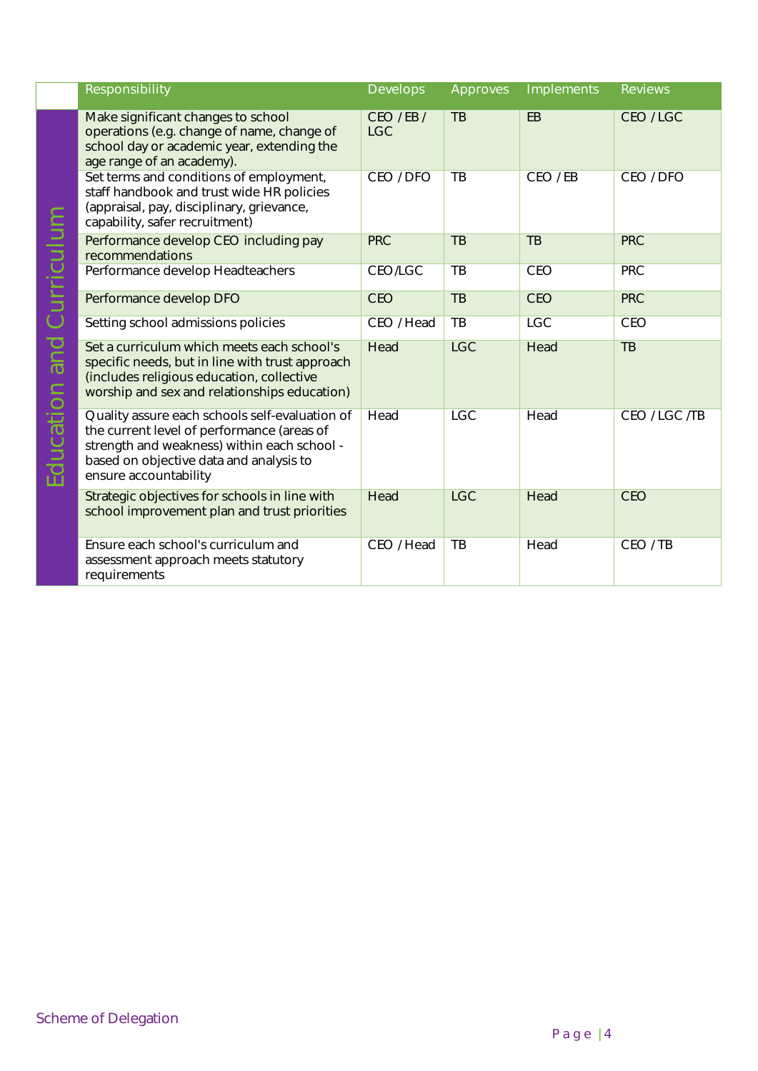| | Responsibility | Develops | Approves | Implements | Reviews |
|---|---|---|---|---|---|
| Education and Curriculum | Make significant changes to school operations (e.g. change of name, change of school day or academic year, extending the age range of an academy). | CEO / EB / LGC | TB | EB | CEO / LGC |
| | Set terms and conditions of employment, staff handbook and trust wide HR policies (appraisal, pay, disciplinary, grievance, capability, safer recruitment) | CEO / DFO | TB | CEO / EB | CEO / DFO |
| | Performance develop CEO including pay recommendations | PRC | TB | TB | PRC |
| | Performance develop Headteachers | CEO/LGC | TB | CEO | PRC |
| | Performance develop DFO | CEO | TB | CEO | PRC |
| | Setting school admissions policies | CEO / Head | TB | LGC | CEO |
| | Set a curriculum which meets each school's specific needs, but in line with trust approach (includes religious education, collective worship and sex and relationships education) | Head | LGC | Head | TB |
| | Quality assure each schools self-evaluation of the current level of performance (areas of strength and weakness) within each school - based on objective data and analysis to ensure accountability | Head | LGC | Head | CEO / LGC /TB |
| | Strategic objectives for schools in line with school improvement plan and trust priorities | Head | LGC | Head | CEO |
| | Ensure each school's curriculum and assessment approach meets statutory requirements | CEO / Head | TB | Head | CEO / TB |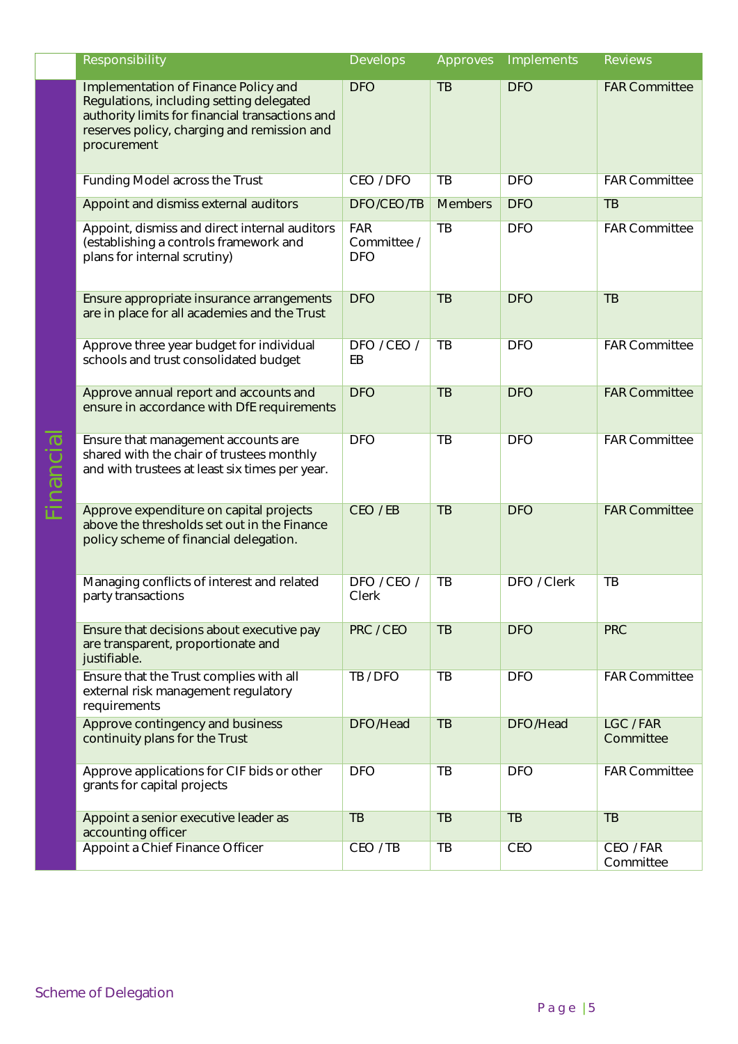| | Responsibility | Develops | Approves | Implements | Reviews |
|---|---|---|---|---|---|
| Financial | Implementation of Finance Policy and Regulations, including setting delegated authority limits for financial transactions and reserves policy, charging and remission and procurement | DFO | TB | DFO | FAR Committee |
| | Funding Model across the Trust | CEO / DFO | TB | DFO | FAR Committee |
| | Appoint and dismiss external auditors | DFO/CEO/TB | Members | DFO | TB |
| | Appoint, dismiss and direct internal auditors (establishing a controls framework and plans for internal scrutiny) | FAR Committee / DFO | TB | DFO | FAR Committee |
| | Ensure appropriate insurance arrangements are in place for all academies and the Trust | DFO | TB | DFO | TB |
| | Approve three year budget for individual schools and trust consolidated budget | DFO / CEO / EB | TB | DFO | FAR Committee |
| | Approve annual report and accounts and ensure in accordance with DfE requirements | DFO | TB | DFO | FAR Committee |
| | Ensure that management accounts are shared with the chair of trustees monthly and with trustees at least six times per year. | DFO | TB | DFO | FAR Committee |
| | Approve expenditure on capital projects above the thresholds set out in the Finance policy scheme of financial delegation. | CEO / EB | TB | DFO | FAR Committee |
| | Managing conflicts of interest and related party transactions | DFO / CEO / Clerk | TB | DFO / Clerk | TB |
| | Ensure that decisions about executive pay are transparent, proportionate and justifiable. | PRC / CEO | TB | DFO | PRC |
| | Ensure that the Trust complies with all external risk management regulatory requirements | TB / DFO | TB | DFO | FAR Committee |
| | Approve contingency and business continuity plans for the Trust | DFO/Head | TB | DFO/Head | LGC / FAR Committee |
| | Approve applications for CIF bids or other grants for capital projects | DFO | TB | DFO | FAR Committee |
| | Appoint a senior executive leader as accounting officer | TB | TB | TB | TB |
| | Appoint a Chief Finance Officer | CEO / TB | TB | CEO | CEO / FAR Committee |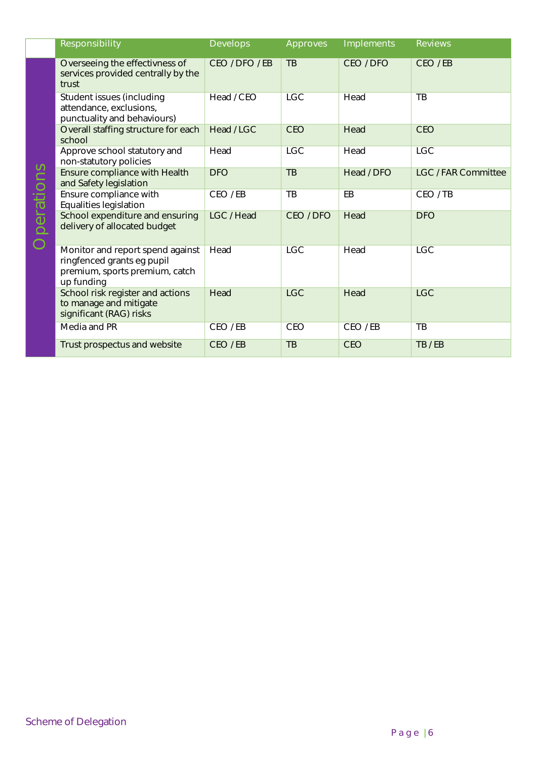| | Responsibility | Develops | Approves | Implements | Reviews |
|---|---|---|---|---|---|
| Operations | Overseeing the effectivness of services provided centrally by the trust | CEO / DFO / EB | TB | CEO / DFO | CEO / EB |
| | Student issues (including attendance, exclusions, punctuality and behaviours) | Head / CEO | LGC | Head | TB |
| | Overall staffing structure for each school | Head / LGC | CEO | Head | CEO |
| | Approve school statutory and non-statutory policies | Head | LGC | Head | LGC |
| | Ensure compliance with Health and Safety legislation | DFO | TB | Head / DFO | LGC / FAR Committee |
| | Ensure compliance with Equalities legislation | CEO / EB | TB | EB | CEO / TB |
| | School expenditure and ensuring delivery of allocated budget | LGC / Head | CEO / DFO | Head | DFO |
| | Monitor and report spend against ringfenced grants eg pupil premium, sports premium, catch up funding | Head | LGC | Head | LGC |
| | School risk register and actions to manage and mitigate significant (RAG) risks | Head | LGC | Head | LGC |
| | Media and PR | CEO / EB | CEO | CEO / EB | TB |
| | Trust prospectus and website | CEO / EB | TB | CEO | TB / EB |